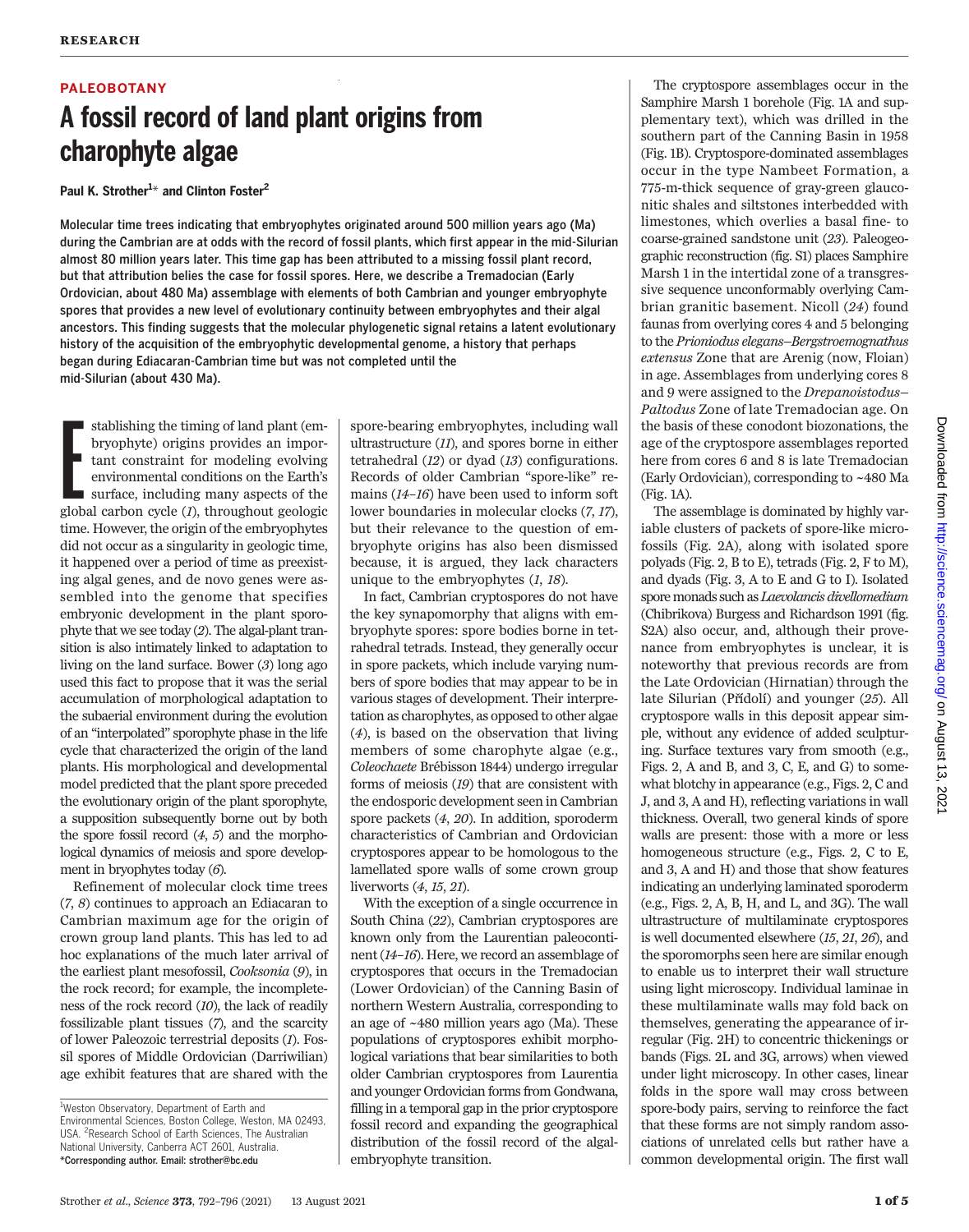PALEOBOTANY

# A fossil record of land plant origins from charophyte algae

**Paul K. Strother[1]* and Clinton Foster[2]**

**Molecular time trees indicating that embryophytes originated around 500 million years ago (Ma) during the Cambrian are at odds with the record of fossil plants, which first appear in the mid-Silurian almost 80 million years later. This time gap has been attributed to a missing fossil plant record, but that attribution belies the case for fossil spores. Here, we describe a Tremadocian (Early Ordovician, about 480 Ma) assemblage with elements of both Cambrian and younger embryophyte spores that provides a new level of evolutionary continuity between embryophytes and their algal ancestors. This finding suggests that the molecular phylogenetic signal retains a latent evolutionary history of the acquisition of the embryophytic developmental genome, a history that perhaps began during Ediacaran-Cambrian time but was not completed until the mid-Silurian (about 430 Ma).**

Establishing the timing of land plant (embryophyte) origins provides an important constraint for modeling evolving environmental conditions on the Earth's surface, including many aspects of the global carbon cycle (*1*), throughout geologic time. However, the origin of the embryophytes did not occur as a singularity in geologic time, it happened over a period of time as preexisting algal genes, and de novo genes were assembled into the genome that specifies embryonic development in the plant sporophyte that we see today (*2*). The algal-plant transition is also intimately linked to adaptation to living on the land surface. Bower (*3*) long ago used this fact to propose that it was the serial accumulation of morphological adaptation to the subaerial environment during the evolution of an "interpolated" sporophyte phase in the life cycle that characterized the origin of the land plants. His morphological and developmental model predicted that the plant spore preceded the evolutionary origin of the plant sporophyte, a supposition subsequently borne out by both the spore fossil record (*4*, *5*) and the morphological dynamics of meiosis and spore development in bryophytes today (*6*).

Refinement of molecular clock time trees (*7*, *8*) continues to approach an Ediacaran to Cambrian maximum age for the origin of crown group land plants. This has led to ad hoc explanations of the much later arrival of the earliest plant mesofossil, *Cooksonia* (*9*), in the rock record; for example, the incompleteness of the rock record (*10*), the lack of readily fossilizable plant tissues (*7*), and the scarcity of lower Paleozoic terrestrial deposits (*1*). Fossil spores of Middle Ordovician (Darriwilian) age exhibit features that are shared with the spore-bearing embryophytes, including wall ultrastructure (*11*), and spores borne in either tetrahedral (*12*) or dyad (*13*) configurations. Records of older Cambrian "spore-like" remains (*14*–*16*) have been used to inform soft lower boundaries in molecular clocks (*7*, *17*), but their relevance to the question of embryophyte origins has also been dismissed because, it is argued, they lack characters unique to the embryophytes (*1*, *18*).

In fact, Cambrian cryptospores do not have the key synapomorphy that aligns with embryophyte spores: spore bodies borne in tetrahedral tetrads. Instead, they generally occur in spore packets, which include varying numbers of spore bodies that may appear to be in various stages of development. Their interpretation as charophytes, as opposed to other algae (*4*), is based on the observation that living members of some charophyte algae (e.g., *Coleochaete* Brébisson 1844) undergo irregular forms of meiosis (*19*) that are consistent with the endosporic development seen in Cambrian spore packets (*4*, *20*). In addition, sporoderm characteristics of Cambrian and Ordovician cryptospores appear to be homologous to the lamellated spore walls of some crown group liverworts (*4*, *15*, *21*).

With the exception of a single occurrence in South China (*22*), Cambrian cryptospores are known only from the Laurentian paleocontinent (*14*–*16*). Here, we record an assemblage of cryptospores that occurs in the Tremadocian (Lower Ordovician) of the Canning Basin of northern Western Australia, corresponding to an age of ~480 million years ago (Ma). These populations of cryptospores exhibit morphological variations that bear similarities to both older Cambrian cryptospores from Laurentia and younger Ordovician forms from Gondwana, filling in a temporal gap in the prior cryptospore fossil record and expanding the geographical distribution of the fossil record of the algal-embryophyte transition.

The cryptospore assemblages occur in the Samphire Marsh 1 borehole (Fig. 1A and supplementary text), which was drilled in the southern part of the Canning Basin in 1958 (Fig. 1B). Cryptospore-dominated assemblages occur in the type Nambeet Formation, a 775-m-thick sequence of gray-green glauconitic shales and siltstones interbedded with limestones, which overlies a basal fine- to coarse-grained sandstone unit (*23*). Paleogeographic reconstruction (fig. S1) places Samphire Marsh 1 in the intertidal zone of a transgressive sequence unconformably overlying Cambrian granitic basement. Nicoll (*24*) found faunas from overlying cores 4 and 5 belonging to the *Prioniodus elegans*–*Bergstroemognathus extensus* Zone that are Arenig (now, Floian) in age. Assemblages from underlying cores 8 and 9 were assigned to the *Drepanoistodus*–*Paltodus* Zone of late Tremadocian age. On the basis of these conodont biozonations, the age of the cryptospore assemblages reported here from cores 6 and 8 is late Tremadocian (Early Ordovician), corresponding to ~480 Ma (Fig. 1A).

The assemblage is dominated by highly variable clusters of packets of spore-like microfossils (Fig. 2A), along with isolated spore polyads (Fig. 2, B to E), tetrads (Fig. 2, F to M), and dyads (Fig. 3, A to E and G to I). Isolated spore monads such as *Laevolancis divellomedium* (Chibrikova) Burgess and Richardson 1991 (fig. S2A) also occur, and, although their provenance from embryophytes is unclear, it is noteworthy that previous records are from the Late Ordovician (Hirnatian) through the late Silurian (Přídolí) and younger (*25*). All cryptospore walls in this deposit appear simple, without any evidence of added sculpturing. Surface textures vary from smooth (e.g., Figs. 2, A and B, and 3, C, E, and G) to somewhat blotchy in appearance (e.g., Figs. 2, C and J, and 3, A and H), reflecting variations in wall thickness. Overall, two general kinds of spore walls are present: those with a more or less homogeneous structure (e.g., Figs. 2, C to E, and 3, A and H) and those that show features indicating an underlying laminated sporoderm (e.g., Figs. 2, A, B, H, and L, and 3G). The wall ultrastructure of multilaminate cryptospores is well documented elsewhere (*15*, *21*, *26*), and the sporomorphs seen here are similar enough to enable us to interpret their wall structure using light microscopy. Individual laminae in these multilaminate walls may fold back on themselves, generating the appearance of irregular (Fig. 2H) to concentric thickenings or bands (Figs. 2L and 3G, arrows) when viewed under light microscopy. In other cases, linear folds in the spore wall may cross between spore-body pairs, serving to reinforce the fact that these forms are not simply random associations of unrelated cells but rather have a common developmental origin. The first wall

[1]Weston Observatory, Department of Earth and Environmental Sciences, Boston College, Weston, MA 02493, USA. [2]Research School of Earth Sciences, The Australian National University, Canberra ACT 2601, Australia.
*Corresponding author. Email: strother@bc.edu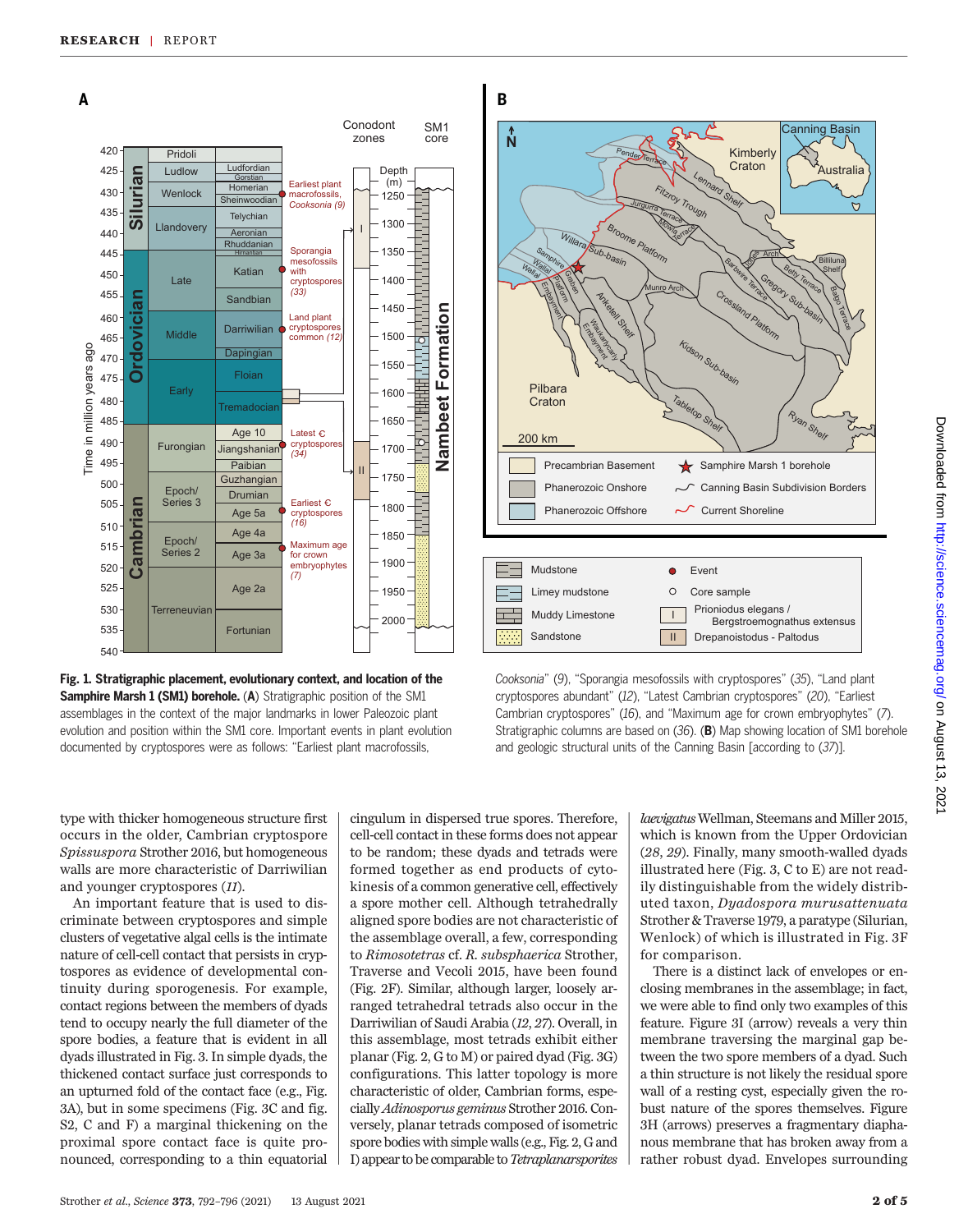**Fig. 1. Stratigraphic placement, evolutionary context, and location of the Samphire Marsh 1 (SM1) borehole.** (**A**) Stratigraphic position of the SM1 assemblages in the context of the major landmarks in lower Paleozoic plant evolution and position within the SM1 core. Important events in plant evolution documented by cryptospores were as follows: "Earliest plant macrofossils, *Cooksonia*" (9), "Sporangia mesofossils with cryptospores" (35), "Land plant cryptospores abundant" (12), "Latest Cambrian cryptospores" (20), "Earliest Cambrian cryptospores" (16), and "Maximum age for crown embryophytes" (7). Stratigraphic columns are based on (36). (**B**) Map showing location of SM1 borehole and geologic structural units of the Canning Basin [according to (37)].

type with thicker homogeneous structure first occurs in the older, Cambrian cryptospore *Spissuspora* Strother 2016, but homogeneous walls are more characteristic of Darriwilian and younger cryptospores (11).

An important feature that is used to discriminate between cryptospores and simple clusters of vegetative algal cells is the intimate nature of cell-cell contact that persists in cryptospores as evidence of developmental continuity during sporogenesis. For example, contact regions between the members of dyads tend to occupy nearly the full diameter of the spore bodies, a feature that is evident in all dyads illustrated in Fig. 3. In simple dyads, the thickened contact surface just corresponds to an upturned fold of the contact face (e.g., Fig. 3A), but in some specimens (Fig. 3C and fig. S2, C and F) a marginal thickening on the proximal spore contact face is quite pronounced, corresponding to a thin equatorial cingulum in dispersed true spores. Therefore, cell-cell contact in these forms does not appear to be random; these dyads and tetrads were formed together as end products of cytokinesis of a common generative cell, effectively a spore mother cell. Although tetrahedrally aligned spore bodies are not characteristic of the assemblage overall, a few, corresponding to *Rimosotetras* cf. *R. subsphaerica* Strother, Traverse and Vecoli 2015, have been found (Fig. 2F). Similar, although larger, loosely arranged tetrahedral tetrads also occur in the Darriwilian of Saudi Arabia (12, 27). Overall, in this assemblage, most tetrads exhibit either planar (Fig. 2, G to M) or paired dyad (Fig. 3G) configurations. This latter topology is more characteristic of older, Cambrian forms, especially *Adinosporus geminus* Strother 2016. Conversely, planar tetrads composed of isometric spore bodies with simple walls (e.g., Fig. 2, G and I) appear to be comparable to *Tetraplanarsporites laevigatus* Wellman, Steemans and Miller 2015, which is known from the Upper Ordovician (28, 29). Finally, many smooth-walled dyads illustrated here (Fig. 3, C to E) are not readily distinguishable from the widely distributed taxon, *Dyadospora murusattenuata* Strother & Traverse 1979, a paratype (Silurian, Wenlock) of which is illustrated in Fig. 3F for comparison.

There is a distinct lack of envelopes or enclosing membranes in the assemblage; in fact, we were able to find only two examples of this feature. Figure 3I (arrow) reveals a very thin membrane traversing the marginal gap between the two spore members of a dyad. Such a thin structure is not likely the residual spore wall of a resting cyst, especially given the robust nature of the spores themselves. Figure 3H (arrows) preserves a fragmentary diaphanous membrane that has broken away from a rather robust dyad. Envelopes surrounding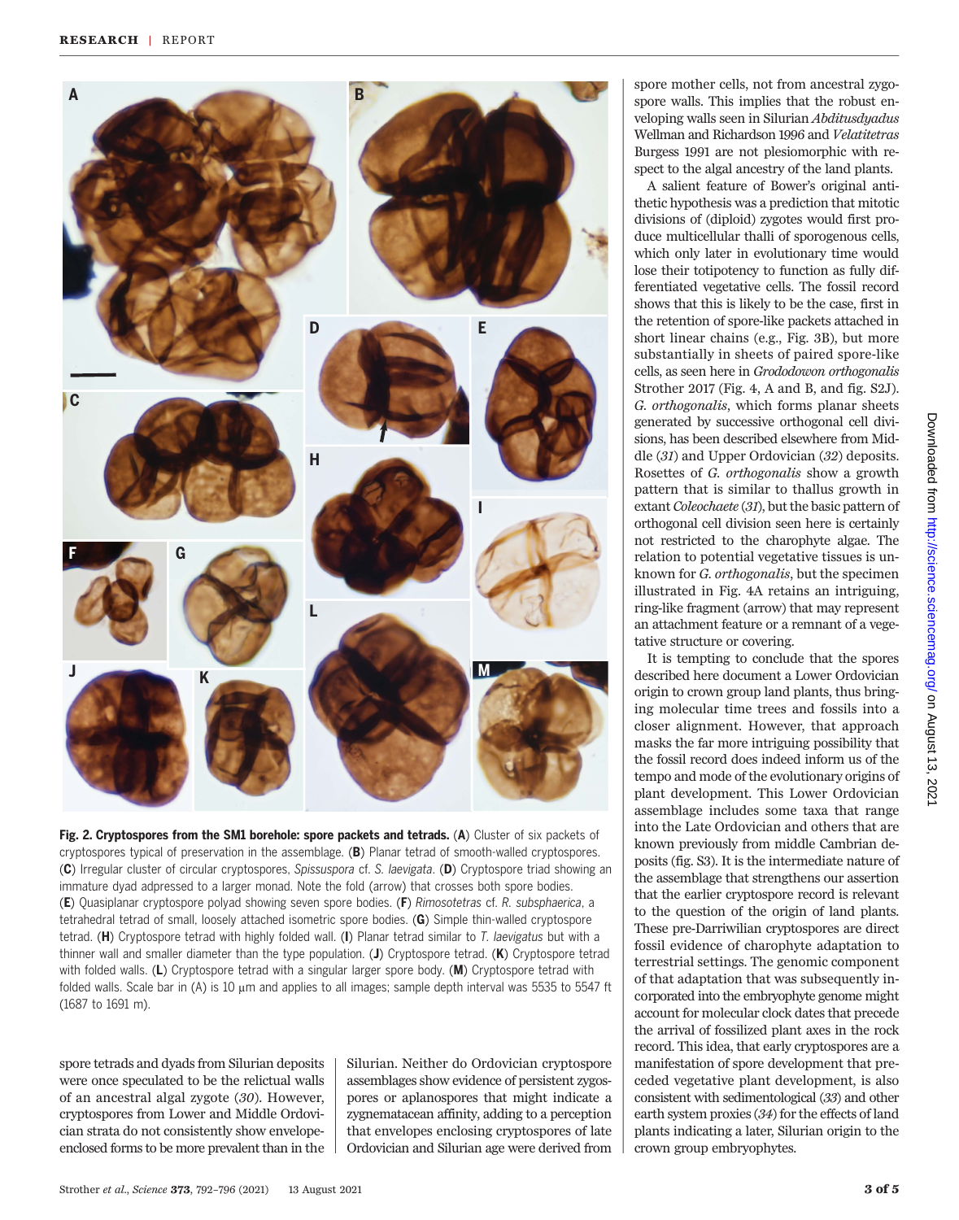**Fig. 2. Cryptospores from the SM1 borehole: spore packets and tetrads.** (**A**) Cluster of six packets of cryptospores typical of preservation in the assemblage. (**B**) Planar tetrad of smooth-walled cryptospores. (**C**) Irregular cluster of circular cryptospores, *Spissuspora* cf. *S. laevigata*. (**D**) Cryptospore triad showing an immature dyad adpressed to a larger monad. Note the fold (arrow) that crosses both spore bodies. (**E**) Quasiplanar cryptospore polyad showing seven spore bodies. (**F**) *Rimosotetras* cf. *R. subsphaerica*, a tetrahedral tetrad of small, loosely attached isometric spore bodies. (**G**) Simple thin-walled cryptospore tetrad. (**H**) Cryptospore tetrad with highly folded wall. (**I**) Planar tetrad similar to *T. laevigatus* but with a thinner wall and smaller diameter than the type population. (**J**) Cryptospore tetrad. (**K**) Cryptospore tetrad with folded walls. (**L**) Cryptospore tetrad with a singular larger spore body. (**M**) Cryptospore tetrad with folded walls. Scale bar in (A) is 10 μm and applies to all images; sample depth interval was 5535 to 5547 ft (1687 to 1691 m).

spore tetrads and dyads from Silurian deposits were once speculated to be the relictual walls of an ancestral algal zygote (*30*). However, cryptospores from Lower and Middle Ordovician strata do not consistently show envelope-enclosed forms to be more prevalent than in the Silurian. Neither do Ordovician cryptospore assemblages show evidence of persistent zygospores or aplanospores that might indicate a zygnematacean affinity, adding to a perception that envelopes enclosing cryptospores of late Ordovician and Silurian age were derived from spore mother cells, not from ancestral zygospore walls. This implies that the robust enveloping walls seen in Silurian *Abditusdyadus* Wellman and Richardson 1996 and *Velatitetras* Burgess 1991 are not plesiomorphic with respect to the algal ancestry of the land plants.

A salient feature of Bower's original antithetic hypothesis was a prediction that mitotic divisions of (diploid) zygotes would first produce multicellular thalli of sporogenous cells, which only later in evolutionary time would lose their totipotency to function as fully differentiated vegetative cells. The fossil record shows that this is likely to be the case, first in the retention of spore-like packets attached in short linear chains (e.g., Fig. 3B), but more substantially in sheets of paired spore-like cells, as seen here in *Grododowon orthogonalis* Strother 2017 (Fig. 4, A and B, and fig. S2J). *G. orthogonalis*, which forms planar sheets generated by successive orthogonal cell divisions, has been described elsewhere from Middle (*31*) and Upper Ordovician (*32*) deposits. Rosettes of *G. orthogonalis* show a growth pattern that is similar to thallus growth in extant *Coleochaete* (*31*), but the basic pattern of orthogonal cell division seen here is certainly not restricted to the charophyte algae. The relation to potential vegetative tissues is unknown for *G. orthogonalis*, but the specimen illustrated in Fig. 4A retains an intriguing, ring-like fragment (arrow) that may represent an attachment feature or a remnant of a vegetative structure or covering.

It is tempting to conclude that the spores described here document a Lower Ordovician origin to crown group land plants, thus bringing molecular time trees and fossils into a closer alignment. However, that approach masks the far more intriguing possibility that the fossil record does indeed inform us of the tempo and mode of the evolutionary origins of plant development. This Lower Ordovician assemblage includes some taxa that range into the Late Ordovician and others that are known previously from middle Cambrian deposits (fig. S3). It is the intermediate nature of the assemblage that strengthens our assertion that the earlier cryptospore record is relevant to the question of the origin of land plants. These pre-Darriwilian cryptospores are direct fossil evidence of charophyte adaptation to terrestrial settings. The genomic component of that adaptation that was subsequently incorporated into the embryophyte genome might account for molecular clock dates that precede the arrival of fossilized plant axes in the rock record. This idea, that early cryptospores are a manifestation of spore development that preceded vegetative plant development, is also consistent with sedimentological (*33*) and other earth system proxies (*34*) for the effects of land plants indicating a later, Silurian origin to the crown group embryophytes.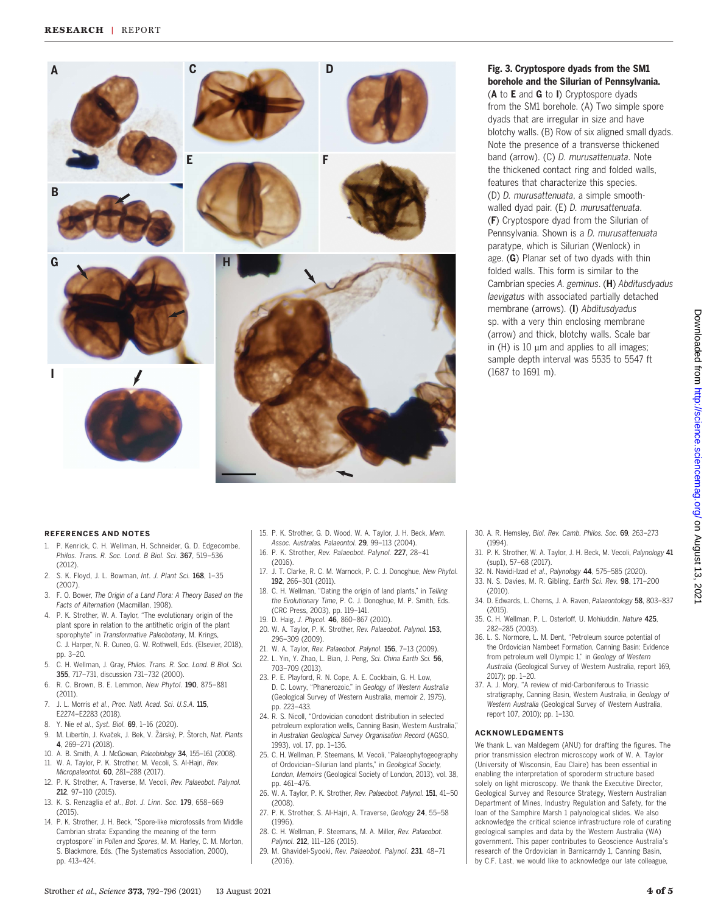**Fig. 3. Cryptospore dyads from the SM1 borehole and the Silurian of Pennsylvania.** (**A** to **E** and **G** to **I**) Cryptospore dyads from the SM1 borehole. (A) Two simple spore dyads that are irregular in size and have blotchy walls. (B) Row of six aligned small dyads. Note the presence of a transverse thickened band (arrow). (C) *D. murusattenuata*. Note the thickened contact ring and folded walls, features that characterize this species. (D) *D. murusattenuata*, a simple smooth-walled dyad pair. (E) *D. murusattenuata*. (**F**) Cryptospore dyad from the Silurian of Pennsylvania. Shown is a *D. murusattenuata* paratype, which is Silurian (Wenlock) in age. (**G**) Planar set of two dyads with thin folded walls. This form is similar to the Cambrian species *A. geminus*. (**H**) *Abditusdyadus laevigatus* with associated partially detached membrane (arrows). (**I**) *Abditusdyadus* sp. with a very thin enclosing membrane (arrow) and thick, blotchy walls. Scale bar in (H) is 10 μm and applies to all images; sample depth interval was 5535 to 5547 ft (1687 to 1691 m).

## REFERENCES AND NOTES

1. P. Kenrick, C. H. Wellman, H. Schneider, G. D. Edgecombe, *Philos. Trans. R. Soc. Lond. B Biol. Sci.* **367**, 519–536 (2012).
2. S. K. Floyd, J. L. Bowman, *Int. J. Plant Sci.* **168**, 1–35 (2007).
3. F. O. Bower, *The Origin of a Land Flora: A Theory Based on the Facts of Alternation* (Macmillan, 1908).
4. P. K. Strother, W. A. Taylor, "The evolutionary origin of the plant spore in relation to the antithetic origin of the plant sporophyte" in *Transformative Paleobotany*, M. Krings, C. J. Harper, N. R. Cuneo, G. W. Rothwell, Eds. (Elsevier, 2018), pp. 3–20.
5. C. H. Wellman, J. Gray, *Philos. Trans. R. Soc. Lond. B Biol. Sci.* **355**, 717–731, discussion 731–732 (2000).
6. R. C. Brown, B. E. Lemmon, *New Phytol.* **190**, 875–881 (2011).
7. J. L. Morris *et al.*, *Proc. Natl. Acad. Sci. U.S.A.* **115**, E2274–E2283 (2018).
8. Y. Nie *et al.*, *Syst. Biol.* **69**, 1–16 (2020).
9. M. Libertín, J. Kvaček, J. Bek, V. Žárský, P. Štorch, *Nat. Plants* **4**, 269–271 (2018).
10. A. B. Smith, A. J. McGowan, *Paleobiology* **34**, 155–161 (2008).
11. W. A. Taylor, P. K. Strother, M. Vecoli, S. Al-Hajri, *Rev. Micropaleontol.* **60**, 281–288 (2017).
12. P. K. Strother, A. Traverse, M. Vecoli, *Rev. Palaeobot. Palynol.* **212**, 97–110 (2015).
13. K. S. Renzaglia *et al.*, *Bot. J. Linn. Soc.* **179**, 658–669 (2015).
14. P. K. Strother, J. H. Beck, "Spore-like microfossils from Middle Cambrian strata: Expanding the meaning of the term cryptospore" in *Pollen and Spores*, M. M. Harley, C. M. Morton, S. Blackmore, Eds. (The Systematics Association, 2000), pp. 413–424.
15. P. K. Strother, G. D. Wood, W. A. Taylor, J. H. Beck, *Mem. Assoc. Australas. Palaeontol.* **29**, 99–113 (2004).
16. P. K. Strother, *Rev. Palaeobot. Palynol.* **227**, 28–41 (2016).
17. J. T. Clarke, R. C. M. Warnock, P. C. J. Donoghue, *New Phytol.* **192**, 266–301 (2011).
18. C. H. Wellman, "Dating the origin of land plants," in *Telling the Evolutionary Time*, P. C. J. Donoghue, M. P. Smith, Eds. (CRC Press, 2003), pp. 119–141.
19. D. Haig, *J. Phycol.* **46**, 860–867 (2010).
20. W. A. Taylor, P. K. Strother, *Rev. Palaeobot. Palynol.* **153**, 296–309 (2009).
21. W. A. Taylor, *Rev. Palaeobot. Palynol.* **156**, 7–13 (2009).
22. L. Yin, Y. Zhao, L. Bian, J. Peng, *Sci. China Earth Sci.* **56**, 703–709 (2013).
23. P. E. Playford, R. N. Cope, A. E. Cockbain, G. H. Low, D. C. Lowry, "Phanerozoic," in *Geology of Western Australia* (Geological Survey of Western Australia, memoir 2, 1975), pp. 223–433.
24. R. S. Nicoll, "Ordovician conodont distribution in selected petroleum exploration wells, Canning Basin, Western Australia," in *Australian Geological Survey Organisation Record* (AGSO, 1993), vol. 17, pp. 1–136.
25. C. H. Wellman, P. Steemans, M. Vecoli, "Palaeophytogeography of Ordovician–Silurian land plants," in *Geological Society, London, Memoirs* (Geological Society of London, 2013), vol. 38, pp. 461–476.
26. W. A. Taylor, P. K. Strother, *Rev. Palaeobot. Palynol.* **151**, 41–50 (2008).
27. P. K. Strother, S. Al-Hajri, A. Traverse, *Geology* **24**, 55–58 (1996).
28. C. H. Wellman, P. Steemans, M. A. Miller, *Rev. Palaeobot. Palynol.* **212**, 111–126 (2015).
29. M. Ghavidel-Syooki, *Rev. Palaeobot. Palynol.* **231**, 48–71 (2016).
30. A. R. Hemsley, *Biol. Rev. Camb. Philos. Soc.* **69**, 263–273 (1994).
31. P. K. Strother, W. A. Taylor, J. H. Beck, M. Vecoli, *Palynology* **41** (sup1), 57–68 (2017).
32. N. Navidi-Izad *et al.*, *Palynology* **44**, 575–585 (2020).
33. N. S. Davies, M. R. Gibling, *Earth Sci. Rev.* **98**, 171–200 (2010).
34. D. Edwards, L. Cherns, J. A. Raven, *Palaeontology* **58**, 803–837 (2015).
35. C. H. Wellman, P. L. Osterloff, U. Mohiuddin, *Nature* **425**, 282–285 (2003).
36. L. S. Normore, L. M. Dent, "Petroleum source potential of the Ordovician Nambeet Formation, Canning Basin: Evidence from petroleum well Olympic 1," in *Geology of Western Australia* (Geological Survey of Western Australia, report 169, 2017); pp. 1–20.
37. A. J. Mory, "A review of mid-Carboniferous to Triassic stratigraphy, Canning Basin, Western Australia, in *Geology of Western Australia* (Geological Survey of Western Australia, report 107, 2010); pp. 1–130.

## ACKNOWLEDGMENTS

We thank L. van Maldegem (ANU) for drafting the figures. The prior transmission electron microscopy work of W. A. Taylor (University of Wisconsin, Eau Claire) has been essential in enabling the interpretation of sporoderm structure based solely on light microscopy. We thank the Executive Director, Geological Survey and Resource Strategy, Western Australian Department of Mines, Industry Regulation and Safety, for the loan of the Samphire Marsh 1 palynological slides. We also acknowledge the critical science infrastructure role of curating geological samples and data by the Western Australia (WA) government. This paper contributes to Geoscience Australia's research of the Ordovician in Barnicarndy 1, Canning Basin, by C.F. Last, we would like to acknowledge our late colleague,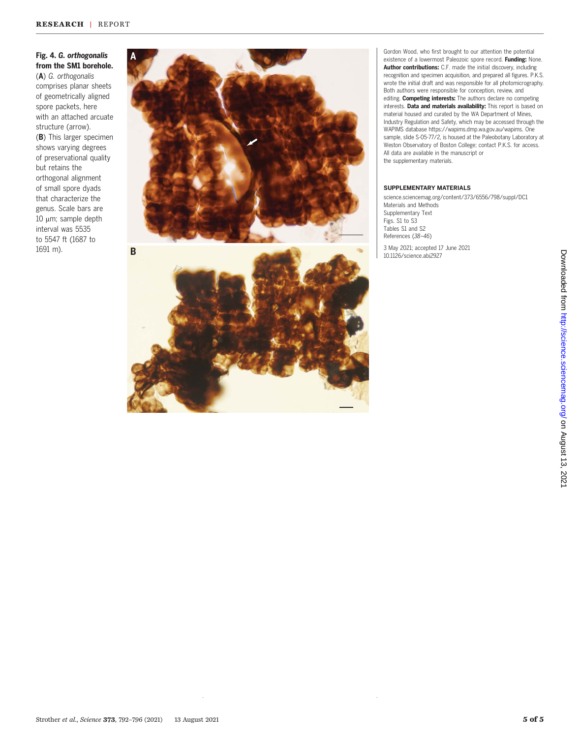**Fig. 4. *G. orthogonalis* from the SM1 borehole.** (**A**) *G. orthogonalis* comprises planar sheets of geometrically aligned spore packets, here with an attached arcuate structure (arrow). (**B**) This larger specimen shows varying degrees of preservational quality but retains the orthogonal alignment of small spore dyads that characterize the genus. Scale bars are 10 μm; sample depth interval was 5535 to 5547 ft (1687 to 1691 m).

Gordon Wood, who first brought to our attention the potential existence of a lowermost Paleozoic spore record. **Funding:** None. **Author contributions:** C.F. made the initial discovery, including recognition and specimen acquisition, and prepared all figures. P.K.S. wrote the initial draft and was responsible for all photomicrography. Both authors were responsible for conception, review, and editing. **Competing interests:** The authors declare no competing interests. **Data and materials availability:** This report is based on material housed and curated by the WA Department of Mines, Industry Regulation and Safety, which may be accessed through the WAPIMS database https://wapims.dmp.wa.gov.au/wapims. One sample, slide S-05-77/2, is housed at the Paleobotany Laboratory at Weston Observatory of Boston College; contact P.K.S. for access. All data are available in the manuscript or the supplementary materials.

## SUPPLEMENTARY MATERIALS

science.sciencemag.org/content/373/6556/798/suppl/DC1
Materials and Methods
Supplementary Text
Figs. S1 to S3
Tables S1 and S2
References (*38*–*46*)

3 May 2021; accepted 17 June 2021
10.1126/science.abj2927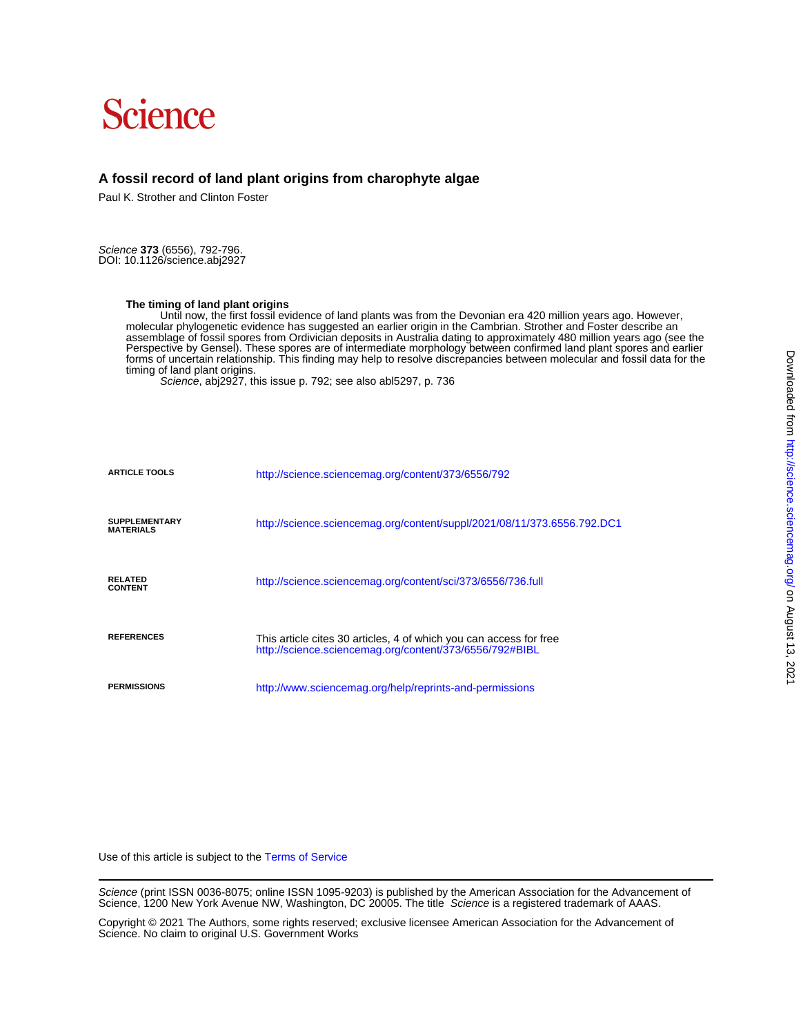# Science

## A fossil record of land plant origins from charophyte algae

Paul K. Strother and Clinton Foster

*Science* **373** (6556), 792-796.
DOI: 10.1126/science.abj2927

### The timing of land plant origins

Until now, the first fossil evidence of land plants was from the Devonian era 420 million years ago. However, molecular phylogenetic evidence has suggested an earlier origin in the Cambrian. Strother and Foster describe an assemblage of fossil spores from Ordivician deposits in Australia dating to approximately 480 million years ago (see the Perspective by Gensel). These spores are of intermediate morphology between confirmed land plant spores and earlier forms of uncertain relationship. This finding may help to resolve discrepancies between molecular and fossil data for the timing of land plant origins.

*Science*, abj2927, this issue p. 792; see also abl5297, p. 736

| | |
|---|---|
| **ARTICLE TOOLS** | http://science.sciencemag.org/content/373/6556/792 |
| **SUPPLEMENTARY MATERIALS** | http://science.sciencemag.org/content/suppl/2021/08/11/373.6556.792.DC1 |
| **RELATED CONTENT** | http://science.sciencemag.org/content/sci/373/6556/736.full |
| **REFERENCES** | This article cites 30 articles, 4 of which you can access for free http://science.sciencemag.org/content/373/6556/792#BIBL |
| **PERMISSIONS** | http://www.sciencemag.org/help/reprints-and-permissions |

Use of this article is subject to the Terms of Service

*Science* (print ISSN 0036-8075; online ISSN 1095-9203) is published by the American Association for the Advancement of Science, 1200 New York Avenue NW, Washington, DC 20005. The title *Science* is a registered trademark of AAAS.

Copyright © 2021 The Authors, some rights reserved; exclusive licensee American Association for the Advancement of Science. No claim to original U.S. Government Works